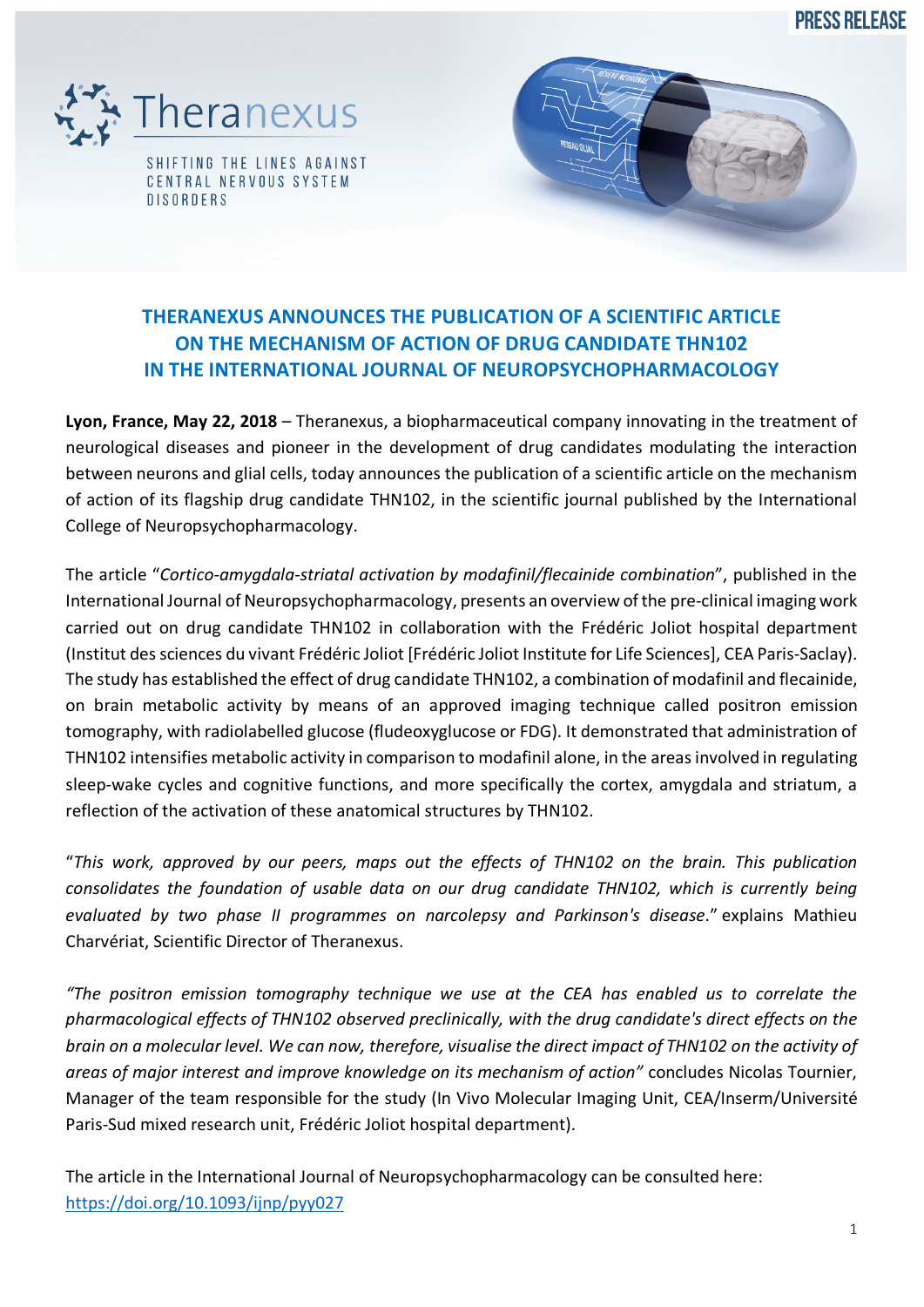PRESS RELEASE

Theranexus

SHIFTING THE LINES AGAINST CENTRAL NERVOUS SYSTEM DISORDERS

## THERANEXUS ANNOUNCES THE PUBLICATION OF A SCIENTIFIC ARTICLE ON THE MECHANISM OF ACTION OF DRUG CANDIDATE THN102 IN THE INTERNATIONAL JOURNAL OF NEUROPSYCHOPHARMACOLOGY

**Lyon, France, May 22, 2018** – Theranexus, a biopharmaceutical company innovating in the treatment of neurological diseases and pioneer in the development of drug candidates modulating the interaction between neurons and glial cells, today announces the publication of a scientific article on the mechanism of action of its flagship drug candidate THN102, in the scientific journal published by the International College of Neuropsychopharmacology.

The article "*Cortico-amygdala-striatal activation by modafinil/flecainide combination*", published in the International Journal of Neuropsychopharmacology, presents an overview of the pre-clinical imaging work carried out on drug candidate THN102 in collaboration with the Frédéric Joliot hospital department (Institut des sciences du vivant Frédéric Joliot [Frédéric Joliot Institute for Life Sciences], CEA Paris-Saclay). The study has established the effect of drug candidate THN102, a combination of modafinil and flecainide, on brain metabolic activity by means of an approved imaging technique called positron emission tomography, with radiolabelled glucose (fludeoxyglucose or FDG). It demonstrated that administration of THN102 intensifies metabolic activity in comparison to modafinil alone, in the areas involved in regulating sleep-wake cycles and cognitive functions, and more specifically the cortex, amygdala and striatum, a reflection of the activation of these anatomical structures by THN102.

"*This work, approved by our peers, maps out the effects of THN102 on the brain. This publication consolidates the foundation of usable data on our drug candidate THN102, which is currently being evaluated by two phase II programmes on narcolepsy and Parkinson's disease*." explains Mathieu Charvériat, Scientific Director of Theranexus.

*"The positron emission tomography technique we use at the CEA has enabled us to correlate the pharmacological effects of THN102 observed preclinically, with the drug candidate's direct effects on the brain on a molecular level. We can now, therefore, visualise the direct impact of THN102 on the activity of areas of major interest and improve knowledge on its mechanism of action"* concludes Nicolas Tournier, Manager of the team responsible for the study (In Vivo Molecular Imaging Unit, CEA/Inserm/Université Paris-Sud mixed research unit, Frédéric Joliot hospital department).

The article in the International Journal of Neuropsychopharmacology can be consulted here: [https://doi.org/10.1093/ijnp/pyy027](https://doi.org/10.1093/ijnp/pyy027)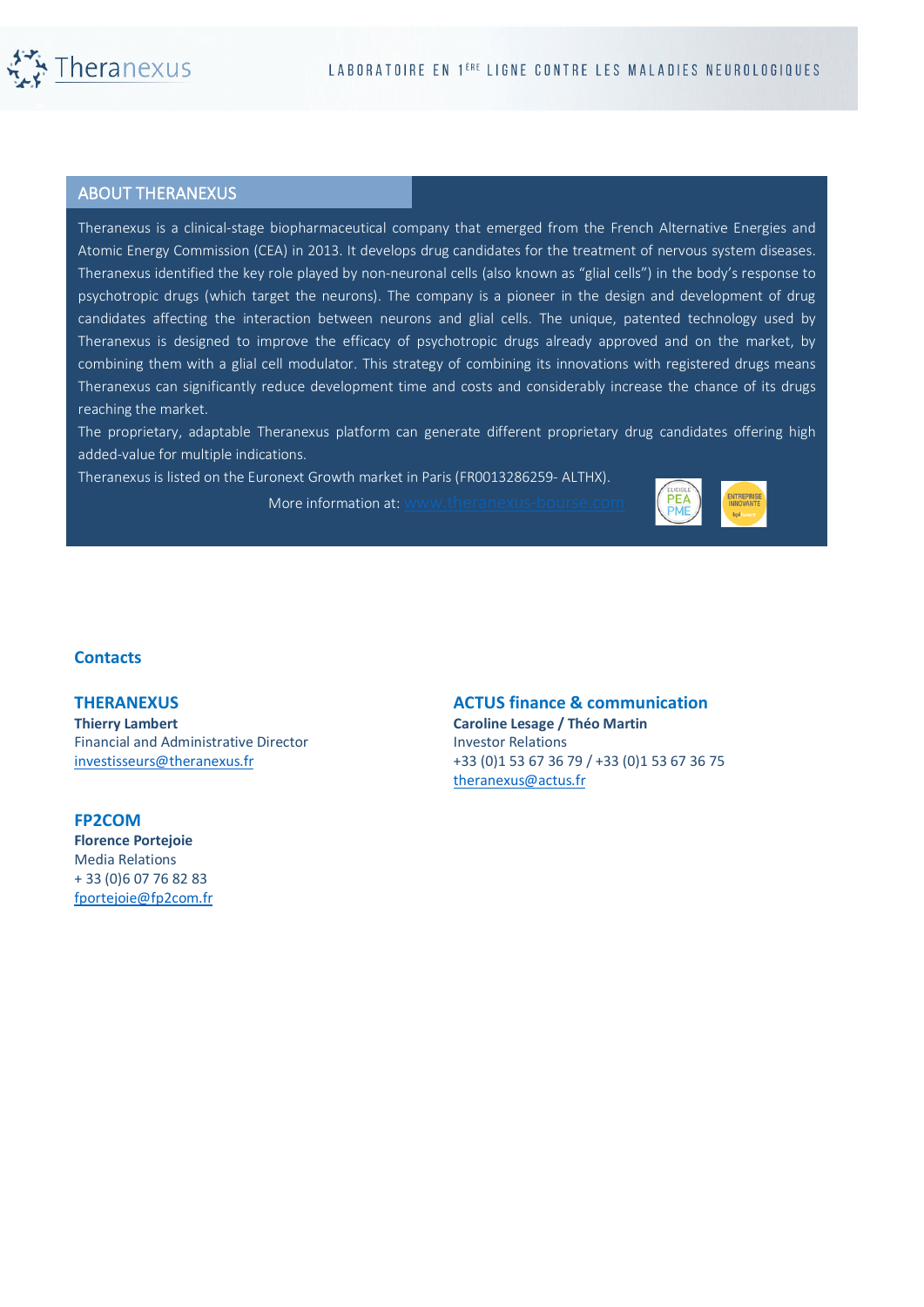## ABOUT THERANEXUS

Theranexus is a clinical-stage biopharmaceutical company that emerged from the French Alternative Energies and Atomic Energy Commission (CEA) in 2013. It develops drug candidates for the treatment of nervous system diseases. Theranexus identified the key role played by non-neuronal cells (also known as "glial cells") in the body's response to psychotropic drugs (which target the neurons). The company is a pioneer in the design and development of drug candidates affecting the interaction between neurons and glial cells. The unique, patented technology used by Theranexus is designed to improve the efficacy of psychotropic drugs already approved and on the market, by combining them with a glial cell modulator. This strategy of combining its innovations with registered drugs means Theranexus can significantly reduce development time and costs and considerably increase the chance of its drugs reaching the market.

The proprietary, adaptable Theranexus platform can generate different proprietary drug candidates offering high added-value for multiple indications.

Theranexus is listed on the Euronext Growth market in Paris (FR0013286259- ALTHX).

More information at: www.theranexus-bourse.com

## Contacts

**THERANEXUS**
**Thierry Lambert**
Financial and Administrative Director
investisseurs@theranexus.fr

**ACTUS finance & communication**
**Caroline Lesage / Théo Martin**
Investor Relations
+33 (0)1 53 67 36 79 / +33 (0)1 53 67 36 75
theranexus@actus.fr

**FP2COM**
**Florence Portejoie**
Media Relations
+ 33 (0)6 07 76 82 83
fportejoie@fp2com.fr